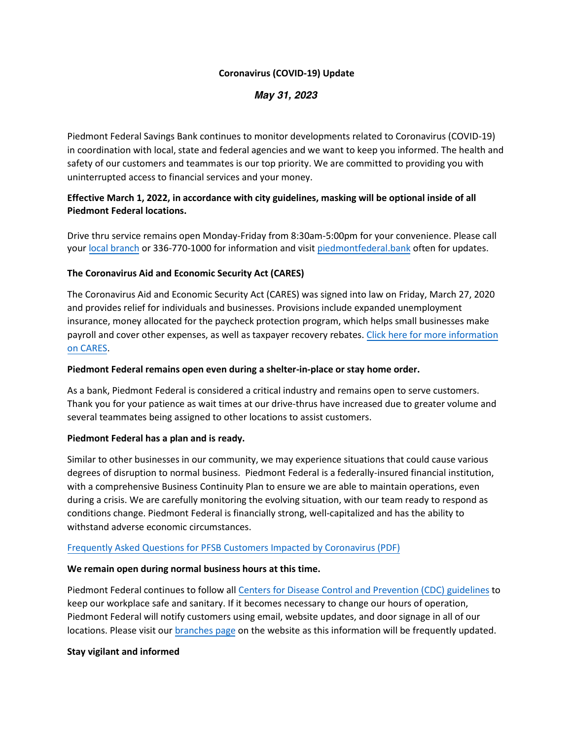# Coronavirus (COVID-19) Update

***May 31, 2023***

Piedmont Federal Savings Bank continues to monitor developments related to Coronavirus (COVID-19) in coordination with local, state and federal agencies and we want to keep you informed. The health and safety of our customers and teammates is our top priority. We are committed to providing you with uninterrupted access to financial services and your money.

**Effective March 1, 2022, in accordance with city guidelines, masking will be optional inside of all Piedmont Federal locations.**

Drive thru service remains open Monday-Friday from 8:30am-5:00pm for your convenience. Please call your local branch or 336-770-1000 for information and visit piedmontfederal.bank often for updates.

**The Coronavirus Aid and Economic Security Act (CARES)**

The Coronavirus Aid and Economic Security Act (CARES) was signed into law on Friday, March 27, 2020 and provides relief for individuals and businesses. Provisions include expanded unemployment insurance, money allocated for the paycheck protection program, which helps small businesses make payroll and cover other expenses, as well as taxpayer recovery rebates. Click here for more information on CARES.

**Piedmont Federal remains open even during a shelter-in-place or stay home order.**

As a bank, Piedmont Federal is considered a critical industry and remains open to serve customers. Thank you for your patience as wait times at our drive-thrus have increased due to greater volume and several teammates being assigned to other locations to assist customers.

**Piedmont Federal has a plan and is ready.**

Similar to other businesses in our community, we may experience situations that could cause various degrees of disruption to normal business. Piedmont Federal is a federally-insured financial institution, with a comprehensive Business Continuity Plan to ensure we are able to maintain operations, even during a crisis. We are carefully monitoring the evolving situation, with our team ready to respond as conditions change. Piedmont Federal is financially strong, well-capitalized and has the ability to withstand adverse economic circumstances.

Frequently Asked Questions for PFSB Customers Impacted by Coronavirus (PDF)

**We remain open during normal business hours at this time.**

Piedmont Federal continues to follow all Centers for Disease Control and Prevention (CDC) guidelines to keep our workplace safe and sanitary. If it becomes necessary to change our hours of operation, Piedmont Federal will notify customers using email, website updates, and door signage in all of our locations. Please visit our branches page on the website as this information will be frequently updated.

**Stay vigilant and informed**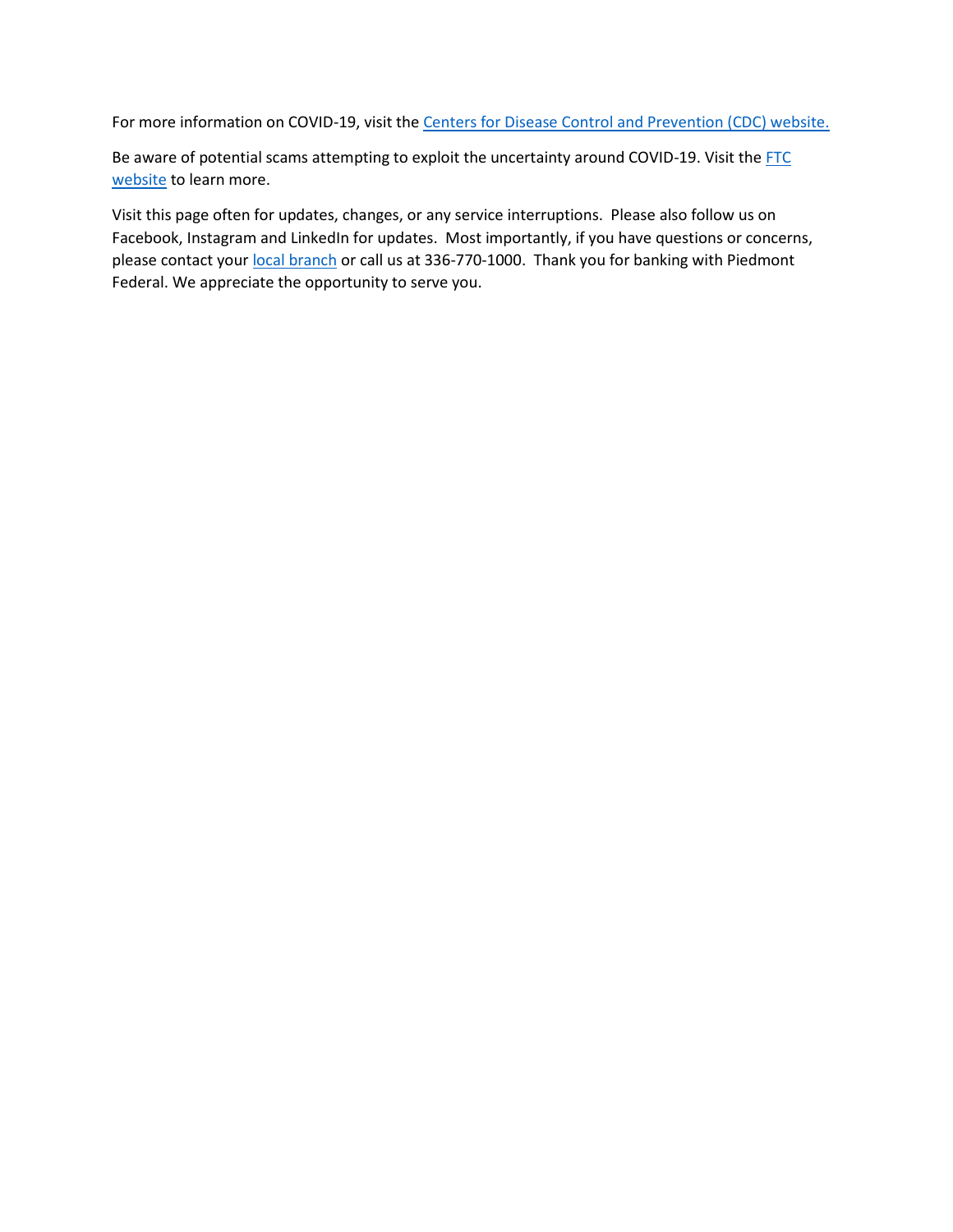For more information on COVID-19, visit the Centers for Disease Control and Prevention (CDC) website.

Be aware of potential scams attempting to exploit the uncertainty around COVID-19. Visit the FTC website to learn more.

Visit this page often for updates, changes, or any service interruptions. Please also follow us on Facebook, Instagram and LinkedIn for updates. Most importantly, if you have questions or concerns, please contact your local branch or call us at 336-770-1000. Thank you for banking with Piedmont Federal. We appreciate the opportunity to serve you.